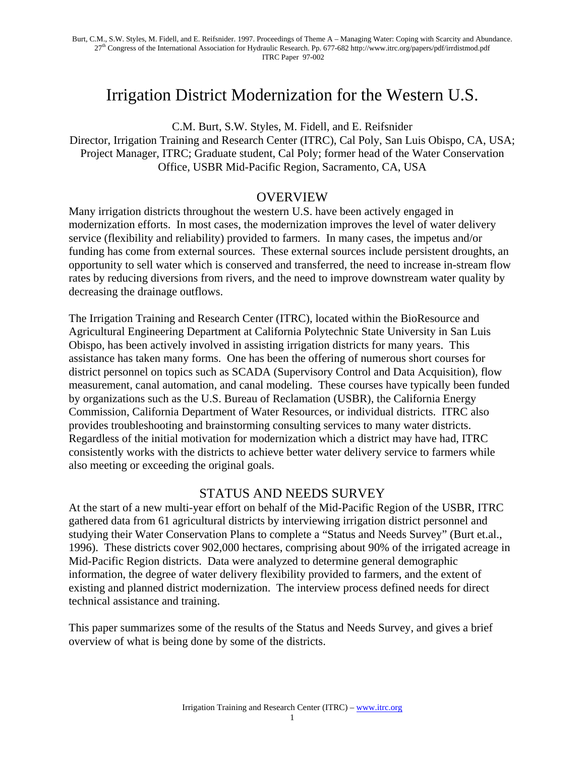Burt, C.M., S.W. Styles, M. Fidell, and E. Reifsnider. 1997. Proceedings of Theme A – Managing Water: Coping with Scarcity and Abundance. 27th Congress of the International Association for Hydraulic Research. Pp. 677-682 http://www.itrc.org/papers/pdf/irrdistmod.pdf
ITRC Paper 97-002

# Irrigation District Modernization for the Western U.S.

C.M. Burt, S.W. Styles, M. Fidell, and E. Reifsnider
Director, Irrigation Training and Research Center (ITRC), Cal Poly, San Luis Obispo, CA, USA; Project Manager, ITRC; Graduate student, Cal Poly; former head of the Water Conservation Office, USBR Mid-Pacific Region, Sacramento, CA, USA

## OVERVIEW

Many irrigation districts throughout the western U.S. have been actively engaged in modernization efforts. In most cases, the modernization improves the level of water delivery service (flexibility and reliability) provided to farmers. In many cases, the impetus and/or funding has come from external sources. These external sources include persistent droughts, an opportunity to sell water which is conserved and transferred, the need to increase in-stream flow rates by reducing diversions from rivers, and the need to improve downstream water quality by decreasing the drainage outflows.

The Irrigation Training and Research Center (ITRC), located within the BioResource and Agricultural Engineering Department at California Polytechnic State University in San Luis Obispo, has been actively involved in assisting irrigation districts for many years. This assistance has taken many forms. One has been the offering of numerous short courses for district personnel on topics such as SCADA (Supervisory Control and Data Acquisition), flow measurement, canal automation, and canal modeling. These courses have typically been funded by organizations such as the U.S. Bureau of Reclamation (USBR), the California Energy Commission, California Department of Water Resources, or individual districts. ITRC also provides troubleshooting and brainstorming consulting services to many water districts. Regardless of the initial motivation for modernization which a district may have had, ITRC consistently works with the districts to achieve better water delivery service to farmers while also meeting or exceeding the original goals.

## STATUS AND NEEDS SURVEY

At the start of a new multi-year effort on behalf of the Mid-Pacific Region of the USBR, ITRC gathered data from 61 agricultural districts by interviewing irrigation district personnel and studying their Water Conservation Plans to complete a "Status and Needs Survey" (Burt et.al., 1996). These districts cover 902,000 hectares, comprising about 90% of the irrigated acreage in Mid-Pacific Region districts. Data were analyzed to determine general demographic information, the degree of water delivery flexibility provided to farmers, and the extent of existing and planned district modernization. The interview process defined needs for direct technical assistance and training.

This paper summarizes some of the results of the Status and Needs Survey, and gives a brief overview of what is being done by some of the districts.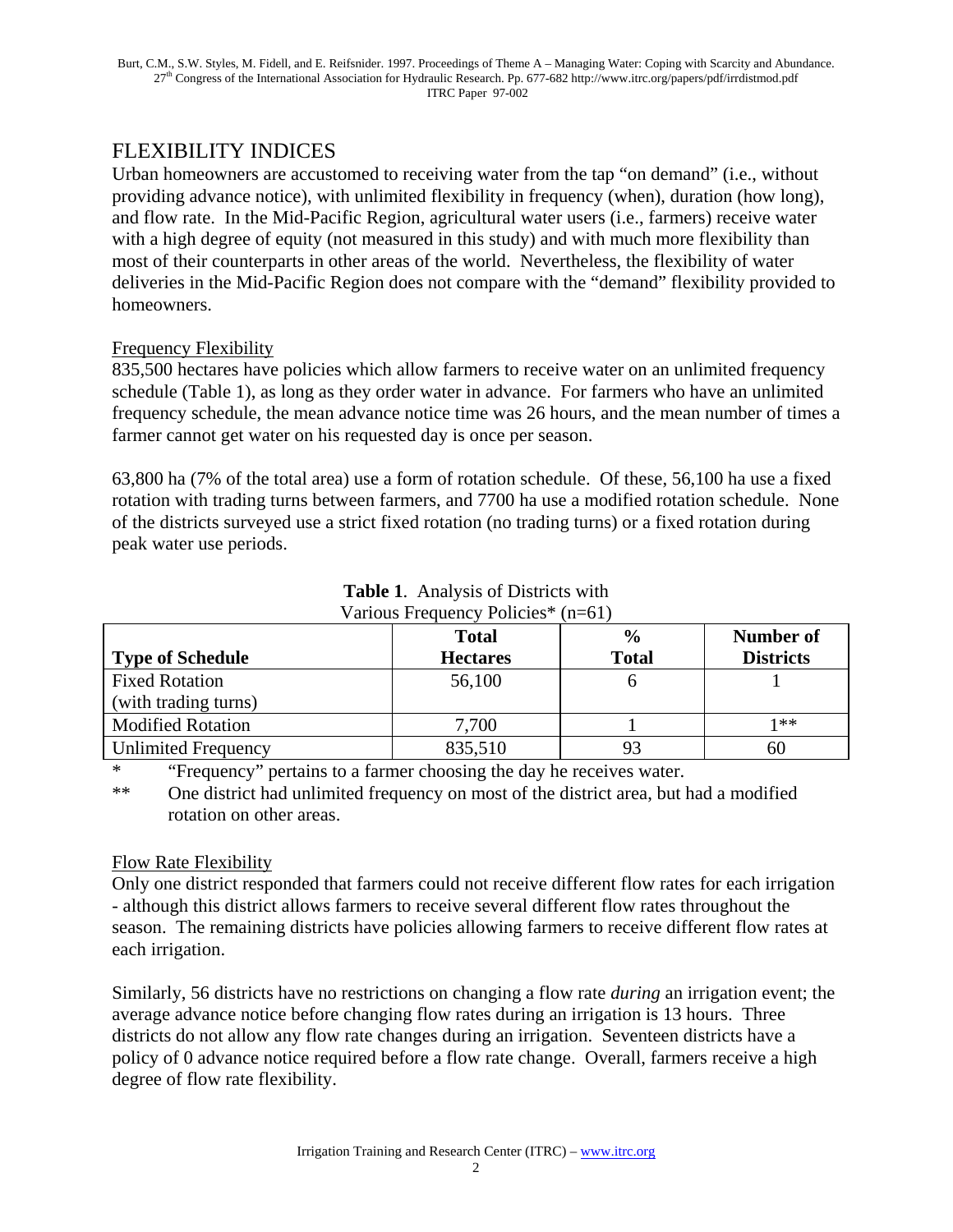# FLEXIBILITY INDICES

Urban homeowners are accustomed to receiving water from the tap "on demand" (i.e., without providing advance notice), with unlimited flexibility in frequency (when), duration (how long), and flow rate. In the Mid-Pacific Region, agricultural water users (i.e., farmers) receive water with a high degree of equity (not measured in this study) and with much more flexibility than most of their counterparts in other areas of the world. Nevertheless, the flexibility of water deliveries in the Mid-Pacific Region does not compare with the "demand" flexibility provided to homeowners.

## Frequency Flexibility

835,500 hectares have policies which allow farmers to receive water on an unlimited frequency schedule (Table 1), as long as they order water in advance. For farmers who have an unlimited frequency schedule, the mean advance notice time was 26 hours, and the mean number of times a farmer cannot get water on his requested day is once per season.

63,800 ha (7% of the total area) use a form of rotation schedule. Of these, 56,100 ha use a fixed rotation with trading turns between farmers, and 7700 ha use a modified rotation schedule. None of the districts surveyed use a strict fixed rotation (no trading turns) or a fixed rotation during peak water use periods.

**Table 1**. Analysis of Districts with Various Frequency Policies* (n=61)

| Type of Schedule | Total Hectares | % Total | Number of Districts |
|---|---|---|---|
| Fixed Rotation (with trading turns) | 56,100 | 6 | 1 |
| Modified Rotation | 7,700 | 1 | 1** |
| Unlimited Frequency | 835,510 | 93 | 60 |

\* "Frequency" pertains to a farmer choosing the day he receives water.

\*\* One district had unlimited frequency on most of the district area, but had a modified rotation on other areas.

## Flow Rate Flexibility

Only one district responded that farmers could not receive different flow rates for each irrigation - although this district allows farmers to receive several different flow rates throughout the season. The remaining districts have policies allowing farmers to receive different flow rates at each irrigation.

Similarly, 56 districts have no restrictions on changing a flow rate *during* an irrigation event; the average advance notice before changing flow rates during an irrigation is 13 hours. Three districts do not allow any flow rate changes during an irrigation. Seventeen districts have a policy of 0 advance notice required before a flow rate change. Overall, farmers receive a high degree of flow rate flexibility.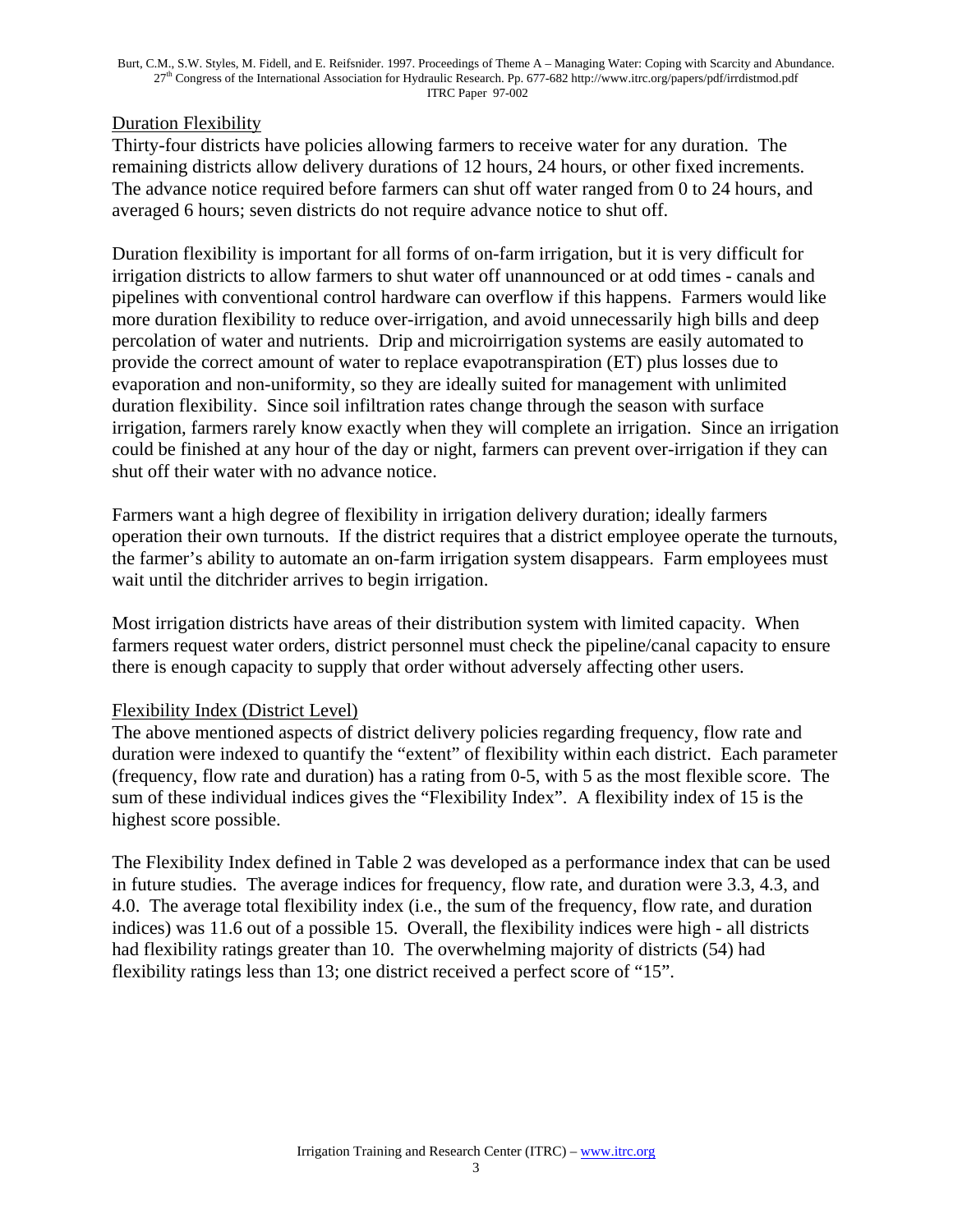## Duration Flexibility

Thirty-four districts have policies allowing farmers to receive water for any duration. The remaining districts allow delivery durations of 12 hours, 24 hours, or other fixed increments. The advance notice required before farmers can shut off water ranged from 0 to 24 hours, and averaged 6 hours; seven districts do not require advance notice to shut off.

Duration flexibility is important for all forms of on-farm irrigation, but it is very difficult for irrigation districts to allow farmers to shut water off unannounced or at odd times - canals and pipelines with conventional control hardware can overflow if this happens. Farmers would like more duration flexibility to reduce over-irrigation, and avoid unnecessarily high bills and deep percolation of water and nutrients. Drip and microirrigation systems are easily automated to provide the correct amount of water to replace evapotranspiration (ET) plus losses due to evaporation and non-uniformity, so they are ideally suited for management with unlimited duration flexibility. Since soil infiltration rates change through the season with surface irrigation, farmers rarely know exactly when they will complete an irrigation. Since an irrigation could be finished at any hour of the day or night, farmers can prevent over-irrigation if they can shut off their water with no advance notice.

Farmers want a high degree of flexibility in irrigation delivery duration; ideally farmers operation their own turnouts. If the district requires that a district employee operate the turnouts, the farmer's ability to automate an on-farm irrigation system disappears. Farm employees must wait until the ditchrider arrives to begin irrigation.

Most irrigation districts have areas of their distribution system with limited capacity. When farmers request water orders, district personnel must check the pipeline/canal capacity to ensure there is enough capacity to supply that order without adversely affecting other users.

## Flexibility Index (District Level)

The above mentioned aspects of district delivery policies regarding frequency, flow rate and duration were indexed to quantify the "extent" of flexibility within each district. Each parameter (frequency, flow rate and duration) has a rating from 0-5, with 5 as the most flexible score. The sum of these individual indices gives the "Flexibility Index". A flexibility index of 15 is the highest score possible.

The Flexibility Index defined in Table 2 was developed as a performance index that can be used in future studies. The average indices for frequency, flow rate, and duration were 3.3, 4.3, and 4.0. The average total flexibility index (i.e., the sum of the frequency, flow rate, and duration indices) was 11.6 out of a possible 15. Overall, the flexibility indices were high - all districts had flexibility ratings greater than 10. The overwhelming majority of districts (54) had flexibility ratings less than 13; one district received a perfect score of "15".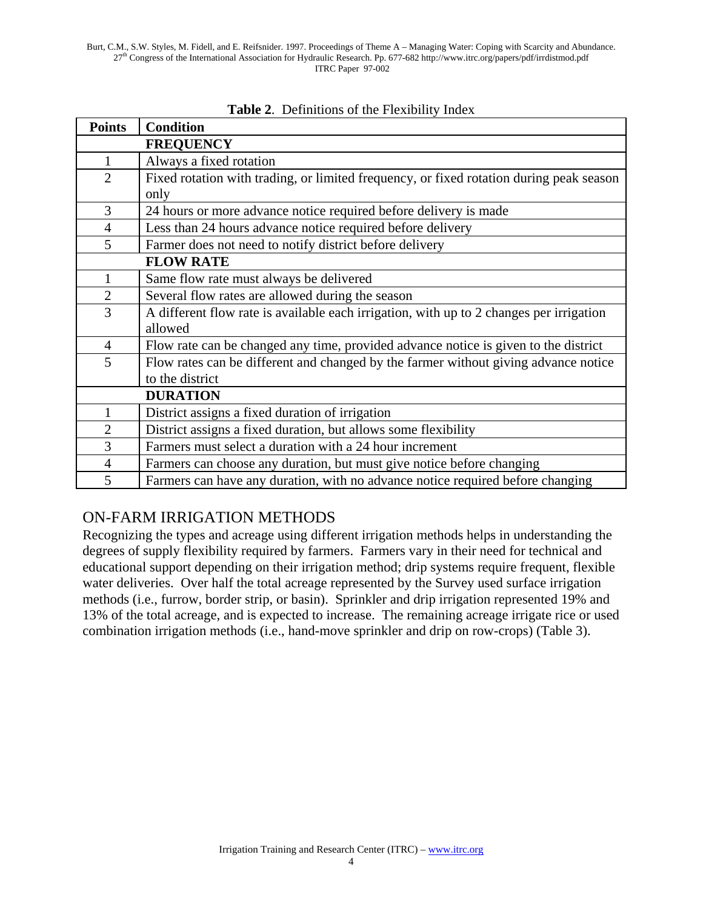**Table 2**. Definitions of the Flexibility Index

| Points | Condition |
|---|---|
| | **FREQUENCY** |
| 1 | Always a fixed rotation |
| 2 | Fixed rotation with trading, or limited frequency, or fixed rotation during peak season only |
| 3 | 24 hours or more advance notice required before delivery is made |
| 4 | Less than 24 hours advance notice required before delivery |
| 5 | Farmer does not need to notify district before delivery |
| | **FLOW RATE** |
| 1 | Same flow rate must always be delivered |
| 2 | Several flow rates are allowed during the season |
| 3 | A different flow rate is available each irrigation, with up to 2 changes per irrigation allowed |
| 4 | Flow rate can be changed any time, provided advance notice is given to the district |
| 5 | Flow rates can be different and changed by the farmer without giving advance notice to the district |
| | **DURATION** |
| 1 | District assigns a fixed duration of irrigation |
| 2 | District assigns a fixed duration, but allows some flexibility |
| 3 | Farmers must select a duration with a 24 hour increment |
| 4 | Farmers can choose any duration, but must give notice before changing |
| 5 | Farmers can have any duration, with no advance notice required before changing |

## ON-FARM IRRIGATION METHODS

Recognizing the types and acreage using different irrigation methods helps in understanding the degrees of supply flexibility required by farmers. Farmers vary in their need for technical and educational support depending on their irrigation method; drip systems require frequent, flexible water deliveries. Over half the total acreage represented by the Survey used surface irrigation methods (i.e., furrow, border strip, or basin). Sprinkler and drip irrigation represented 19% and 13% of the total acreage, and is expected to increase. The remaining acreage irrigate rice or used combination irrigation methods (i.e., hand-move sprinkler and drip on row-crops) (Table 3).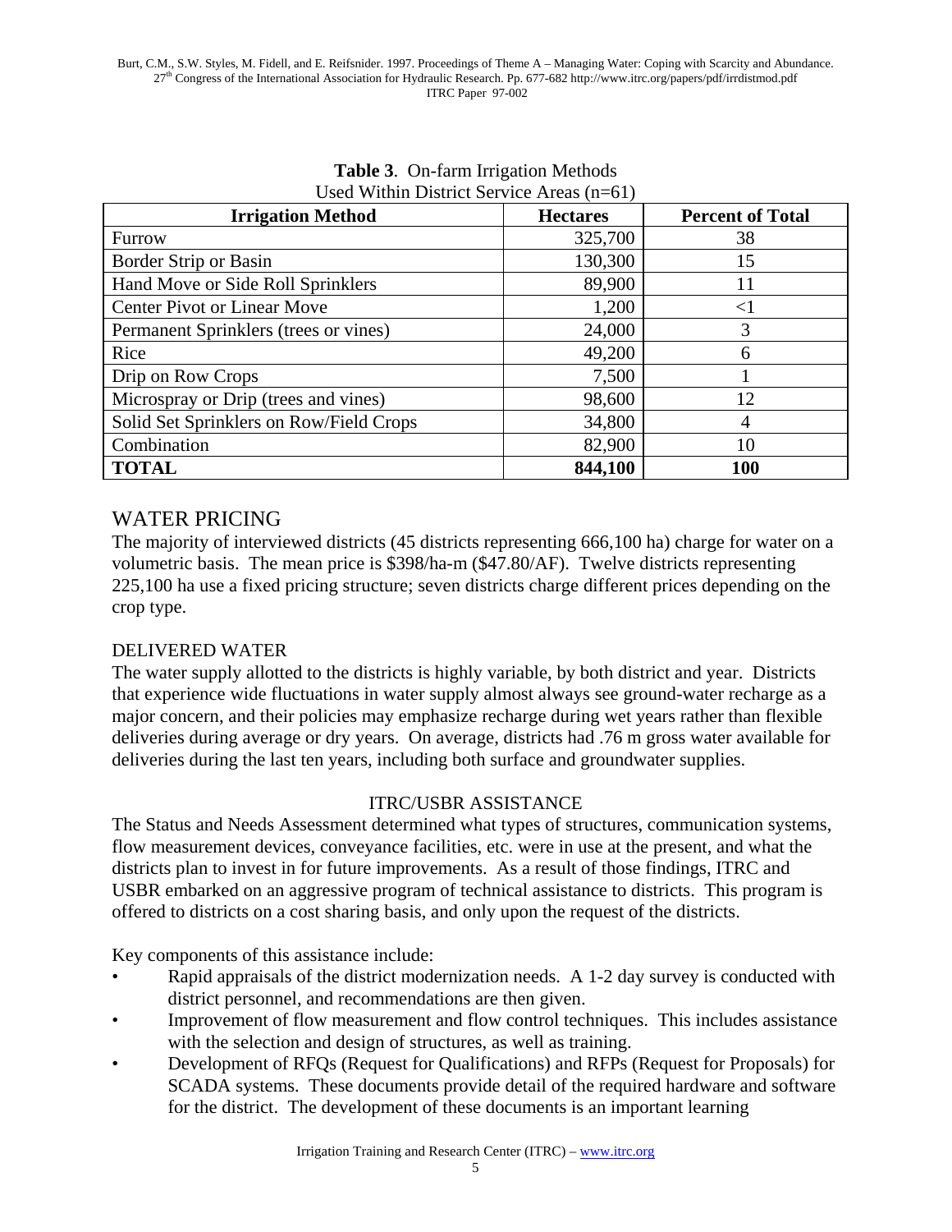**Table 3**. On-farm Irrigation Methods Used Within District Service Areas (n=61)

| Irrigation Method | Hectares | Percent of Total |
|---|---|---|
| Furrow | 325,700 | 38 |
| Border Strip or Basin | 130,300 | 15 |
| Hand Move or Side Roll Sprinklers | 89,900 | 11 |
| Center Pivot or Linear Move | 1,200 | <1 |
| Permanent Sprinklers (trees or vines) | 24,000 | 3 |
| Rice | 49,200 | 6 |
| Drip on Row Crops | 7,500 | 1 |
| Microspray or Drip (trees and vines) | 98,600 | 12 |
| Solid Set Sprinklers on Row/Field Crops | 34,800 | 4 |
| Combination | 82,900 | 10 |
| **TOTAL** | **844,100** | **100** |

## WATER PRICING

The majority of interviewed districts (45 districts representing 666,100 ha) charge for water on a volumetric basis. The mean price is $398/ha-m ($47.80/AF). Twelve districts representing 225,100 ha use a fixed pricing structure; seven districts charge different prices depending on the crop type.

## DELIVERED WATER

The water supply allotted to the districts is highly variable, by both district and year. Districts that experience wide fluctuations in water supply almost always see ground-water recharge as a major concern, and their policies may emphasize recharge during wet years rather than flexible deliveries during average or dry years. On average, districts had .76 m gross water available for deliveries during the last ten years, including both surface and groundwater supplies.

## ITRC/USBR ASSISTANCE

The Status and Needs Assessment determined what types of structures, communication systems, flow measurement devices, conveyance facilities, etc. were in use at the present, and what the districts plan to invest in for future improvements. As a result of those findings, ITRC and USBR embarked on an aggressive program of technical assistance to districts. This program is offered to districts on a cost sharing basis, and only upon the request of the districts.

Key components of this assistance include:

- Rapid appraisals of the district modernization needs. A 1-2 day survey is conducted with district personnel, and recommendations are then given.
- Improvement of flow measurement and flow control techniques. This includes assistance with the selection and design of structures, as well as training.
- Development of RFQs (Request for Qualifications) and RFPs (Request for Proposals) for SCADA systems. These documents provide detail of the required hardware and software for the district. The development of these documents is an important learning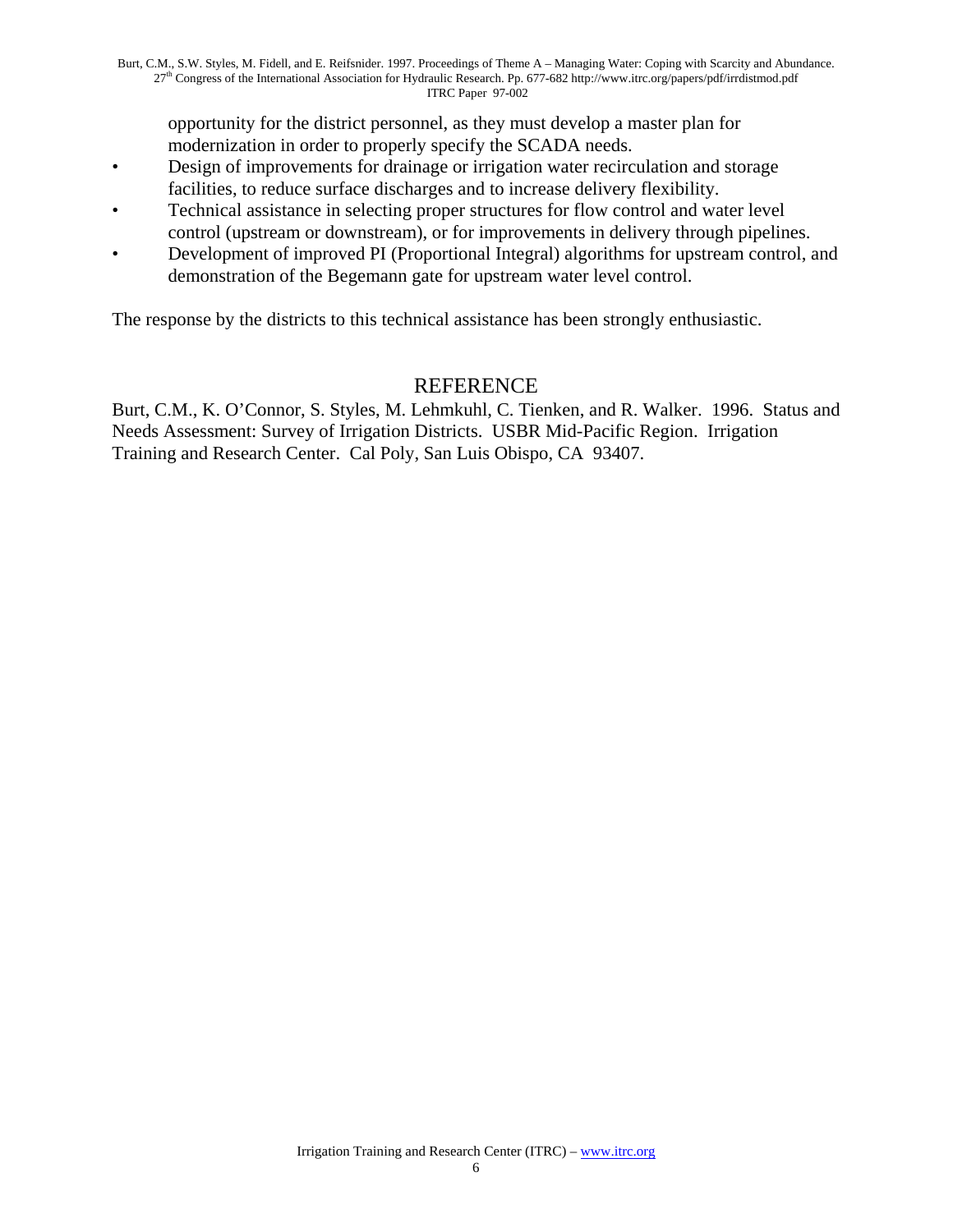opportunity for the district personnel, as they must develop a master plan for modernization in order to properly specify the SCADA needs.

- Design of improvements for drainage or irrigation water recirculation and storage facilities, to reduce surface discharges and to increase delivery flexibility.
- Technical assistance in selecting proper structures for flow control and water level control (upstream or downstream), or for improvements in delivery through pipelines.
- Development of improved PI (Proportional Integral) algorithms for upstream control, and demonstration of the Begemann gate for upstream water level control.

The response by the districts to this technical assistance has been strongly enthusiastic.

## REFERENCE

Burt, C.M., K. O'Connor, S. Styles, M. Lehmkuhl, C. Tienken, and R. Walker. 1996. Status and Needs Assessment: Survey of Irrigation Districts. USBR Mid-Pacific Region. Irrigation Training and Research Center. Cal Poly, San Luis Obispo, CA 93407.